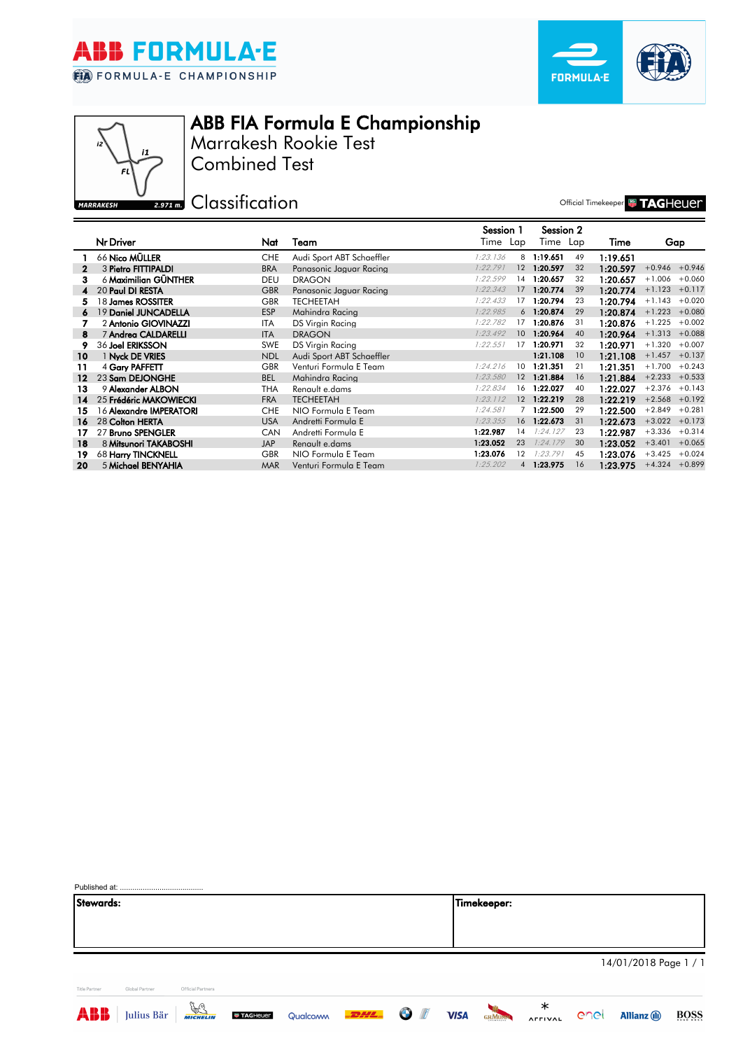# ABB FIA Formula E Championship

## Marrakesh Rookie Test

## Combined Test

## Classification

Official Timekeeper TAGHeuer

| | Nr | Driver | Nat | Team | Session 1 Time | Session 1 Lap | Session 2 Time | Session 2 Lap | Time | Gap | |
|---|---|---|---|---|---|---|---|---|---|---|---|
| 1 | 66 | Nico MÜLLER | CHE | Audi Sport ABT Schaeffler | 1:23.136 | 8 | 1:19.651 | 49 | 1:19.651 | | |
| 2 | 3 | Pietro FITTIPALDI | BRA | Panasonic Jaguar Racing | 1:22.791 | 12 | 1:20.597 | 32 | 1:20.597 | +0.946 | +0.946 |
| 3 | 6 | Maximilian GÜNTHER | DEU | DRAGON | 1:22.599 | 14 | 1:20.657 | 32 | 1:20.657 | +1.006 | +0.060 |
| 4 | 20 | Paul DI RESTA | GBR | Panasonic Jaguar Racing | 1:22.343 | 17 | 1:20.774 | 39 | 1:20.774 | +1.123 | +0.117 |
| 5 | 18 | James ROSSITER | GBR | TECHEETAH | 1:22.433 | 17 | 1:20.794 | 23 | 1:20.794 | +1.143 | +0.020 |
| 6 | 19 | Daniel JUNCADELLA | ESP | Mahindra Racing | 1:22.985 | 6 | 1:20.874 | 29 | 1:20.874 | +1.223 | +0.080 |
| 7 | 2 | Antonio GIOVINAZZI | ITA | DS Virgin Racing | 1:22.782 | 17 | 1:20.876 | 31 | 1:20.876 | +1.225 | +0.002 |
| 8 | 7 | Andrea CALDARELLI | ITA | DRAGON | 1:23.492 | 10 | 1:20.964 | 40 | 1:20.964 | +1.313 | +0.088 |
| 9 | 36 | Joel ERIKSSON | SWE | DS Virgin Racing | 1:22.551 | 17 | 1:20.971 | 32 | 1:20.971 | +1.320 | +0.007 |
| 10 | 1 | Nyck DE VRIES | NDL | Audi Sport ABT Schaeffler | | | 1:21.108 | 10 | 1:21.108 | +1.457 | +0.137 |
| 11 | 4 | Gary PAFFETT | GBR | Venturi Formula E Team | 1:24.216 | 10 | 1:21.351 | 21 | 1:21.351 | +1.700 | +0.243 |
| 12 | 23 | Sam DEJONGHE | BEL | Mahindra Racing | 1:23.580 | 12 | 1:21.884 | 16 | 1:21.884 | +2.233 | +0.533 |
| 13 | 9 | Alexander ALBON | THA | Renault e.dams | 1:22.834 | 16 | 1:22.027 | 40 | 1:22.027 | +2.376 | +0.143 |
| 14 | 25 | Frédéric MAKOWIECKI | FRA | TECHEETAH | 1:23.112 | 12 | 1:22.219 | 28 | 1:22.219 | +2.568 | +0.192 |
| 15 | 16 | Alexandre IMPERATORI | CHE | NIO Formula E Team | 1:24.581 | 7 | 1:22.500 | 29 | 1:22.500 | +2.849 | +0.281 |
| 16 | 28 | Colton HERTA | USA | Andretti Formula E | 1:23.355 | 16 | 1:22.673 | 31 | 1:22.673 | +3.022 | +0.173 |
| 17 | 27 | Bruno SPENGLER | CAN | Andretti Formula E | 1:22.987 | 14 | 1:24.127 | 23 | 1:22.987 | +3.336 | +0.314 |
| 18 | 8 | Mitsunori TAKABOSHI | JAP | Renault e.dams | 1:23.052 | 23 | 1:24.179 | 30 | 1:23.052 | +3.401 | +0.065 |
| 19 | 68 | Harry TINCKNELL | GBR | NIO Formula E Team | 1:23.076 | 12 | 1:23.791 | 45 | 1:23.076 | +3.425 | +0.024 |
| 20 | 5 | Michael BENYAHIA | MAR | Venturi Formula E Team | 1:25.202 | 4 | 1:23.975 | 16 | 1:23.975 | +4.324 | +0.899 |

Published at: ..........................................

| Stewards: | Timekeeper: |
|---|---|
| | |

14/01/2018 Page 1 / 1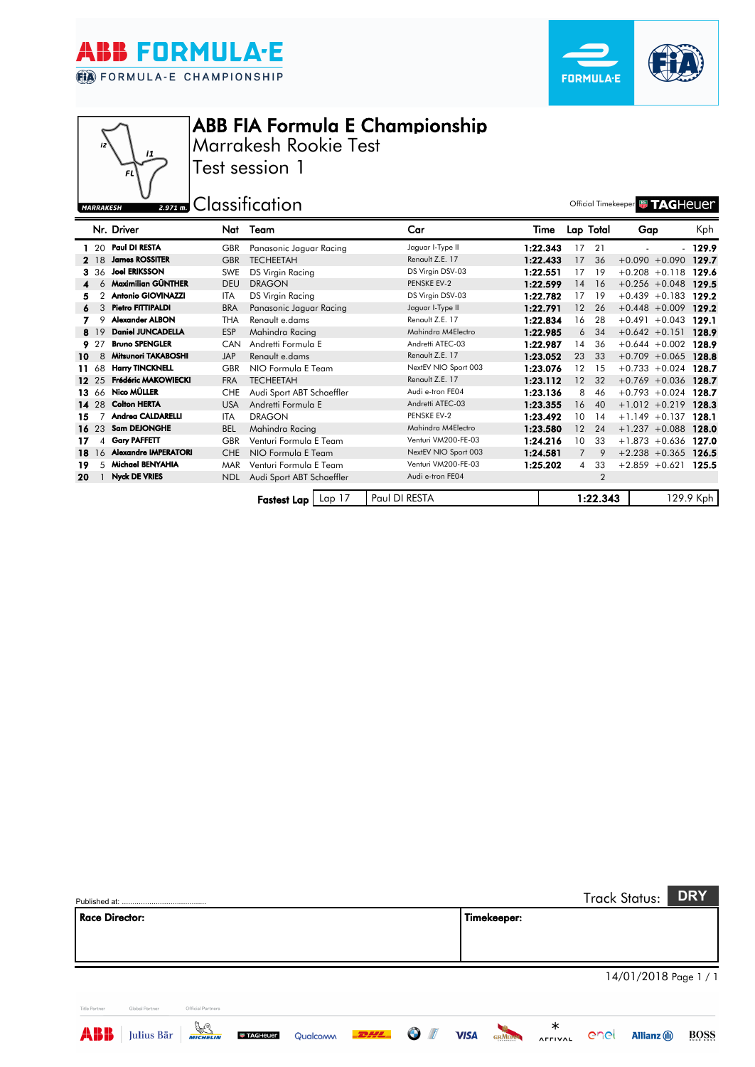# ABB FIA Formula E Championship

## Marrakesh Rookie Test

## Test session 1

## Classification

Official Timekeeper TAGHeuer

| | Nr. | Driver | Nat | Team | Car | Time | Lap | Total | Gap | | Kph |
|---|---|---|---|---|---|---|---|---|---|---|---|
| 1 | 20 | **Paul DI RESTA** | GBR | Panasonic Jaguar Racing | Jaguar I-Type II | **1:22.343** | 17 | 21 | - | - | **129.9** |
| 2 | 18 | **James ROSSITER** | GBR | TECHEETAH | Renault Z.E. 17 | **1:22.433** | 17 | 36 | +0.090 | +0.090 | **129.7** |
| 3 | 36 | **Joel ERIKSSON** | SWE | DS Virgin Racing | DS Virgin DSV-03 | **1:22.551** | 17 | 19 | +0.208 | +0.118 | **129.6** |
| 4 | 6 | **Maximilian GÜNTHER** | DEU | DRAGON | PENSKE EV-2 | **1:22.599** | 14 | 16 | +0.256 | +0.048 | **129.5** |
| 5 | 2 | **Antonio GIOVINAZZI** | ITA | DS Virgin Racing | DS Virgin DSV-03 | **1:22.782** | 17 | 19 | +0.439 | +0.183 | **129.2** |
| 6 | 3 | **Pietro FITTIPALDI** | BRA | Panasonic Jaguar Racing | Jaguar I-Type II | **1:22.791** | 12 | 26 | +0.448 | +0.009 | **129.2** |
| 7 | 9 | **Alexander ALBON** | THA | Renault e.dams | Renault Z.E. 17 | **1:22.834** | 16 | 28 | +0.491 | +0.043 | **129.1** |
| 8 | 19 | **Daniel JUNCADELLA** | ESP | Mahindra Racing | Mahindra M4Electro | **1:22.985** | 6 | 34 | +0.642 | +0.151 | **128.9** |
| 9 | 27 | **Bruno SPENGLER** | CAN | Andretti Formula E | Andretti ATEC-03 | **1:22.987** | 14 | 36 | +0.644 | +0.002 | **128.9** |
| 10 | 8 | **Mitsunori TAKABOSHI** | JAP | Renault e.dams | Renault Z.E. 17 | **1:23.052** | 23 | 33 | +0.709 | +0.065 | **128.8** |
| 11 | 68 | **Harry TINCKNELL** | GBR | NIO Formula E Team | NextEV NIO Sport 003 | **1:23.076** | 12 | 15 | +0.733 | +0.024 | **128.7** |
| 12 | 25 | **Frédéric MAKOWIECKI** | FRA | TECHEETAH | Renault Z.E. 17 | **1:23.112** | 12 | 32 | +0.769 | +0.036 | **128.7** |
| 13 | 66 | **Nico MÜLLER** | CHE | Audi Sport ABT Schaeffler | Audi e-tron FE04 | **1:23.136** | 8 | 46 | +0.793 | +0.024 | **128.7** |
| 14 | 28 | **Colton HERTA** | USA | Andretti Formula E | Andretti ATEC-03 | **1:23.355** | 16 | 40 | +1.012 | +0.219 | **128.3** |
| 15 | 7 | **Andrea CALDARELLI** | ITA | DRAGON | PENSKE EV-2 | **1:23.492** | 10 | 14 | +1.149 | +0.137 | **128.1** |
| 16 | 23 | **Sam DEJONGHE** | BEL | Mahindra Racing | Mahindra M4Electro | **1:23.580** | 12 | 24 | +1.237 | +0.088 | **128.0** |
| 17 | 4 | **Gary PAFFETT** | GBR | Venturi Formula E Team | Venturi VM200-FE-03 | **1:24.216** | 10 | 33 | +1.873 | +0.636 | **127.0** |
| 18 | 16 | **Alexandre IMPERATORI** | CHE | NIO Formula E Team | NextEV NIO Sport 003 | **1:24.581** | 7 | 9 | +2.238 | +0.365 | **126.5** |
| 19 | 5 | **Michael BENYAHIA** | MAR | Venturi Formula E Team | Venturi VM200-FE-03 | **1:25.202** | 4 | 33 | +2.859 | +0.621 | **125.5** |
| 20 | 1 | **Nyck DE VRIES** | NDL | Audi Sport ABT Schaeffler | Audi e-tron FE04 | | | 2 | | | |

| **Fastest Lap** | Lap 17 | Paul DI RESTA | **1:22.343** | 129.9 Kph |
|---|---|---|---|---|

Published at: ........................................

Track Status: **DRY**

| **Race Director:** | **Timekeeper:** |
|---|---|
| | |

14/01/2018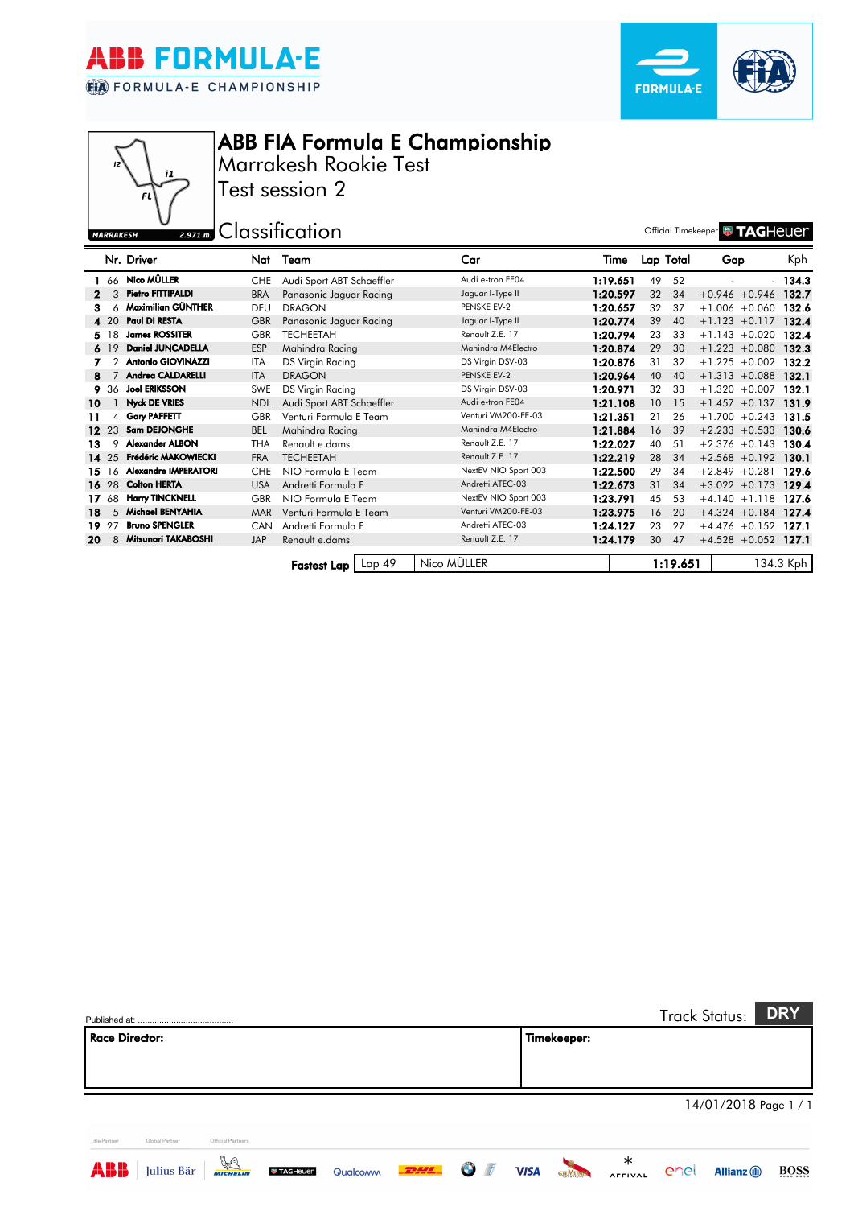# ABB FIA Formula E Championship

## Marrakesh Rookie Test

## Test session 2

MARRAKESH 2.971 m.

## Classification

Official Timekeeper TAGHeuer

| | Nr. | Driver | Nat | Team | Car | Time | Lap | Total | Gap | | Kph |
|---|---|---|---|---|---|---|---|---|---|---|---|
| 1 | 66 | Nico MÜLLER | CHE | Audi Sport ABT Schaeffler | Audi e-tron FE04 | 1:19.651 | 49 | 52 | - | - | 134.3 |
| 2 | 3 | Pietro FITTIPALDI | BRA | Panasonic Jaguar Racing | Jaguar I-Type II | 1:20.597 | 32 | 34 | +0.946 | +0.946 | 132.7 |
| 3 | 6 | Maximilian GÜNTHER | DEU | DRAGON | PENSKE EV-2 | 1:20.657 | 32 | 37 | +1.006 | +0.060 | 132.6 |
| 4 | 20 | Paul DI RESTA | GBR | Panasonic Jaguar Racing | Jaguar I-Type II | 1:20.774 | 39 | 40 | +1.123 | +0.117 | 132.4 |
| 5 | 18 | James ROSSITER | GBR | TECHEETAH | Renault Z.E. 17 | 1:20.794 | 23 | 33 | +1.143 | +0.020 | 132.4 |
| 6 | 19 | Daniel JUNCADELLA | ESP | Mahindra Racing | Mahindra M4Electro | 1:20.874 | 29 | 30 | +1.223 | +0.080 | 132.3 |
| 7 | 2 | Antonio GIOVINAZZI | ITA | DS Virgin Racing | DS Virgin DSV-03 | 1:20.876 | 31 | 32 | +1.225 | +0.002 | 132.2 |
| 8 | 7 | Andrea CALDARELLI | ITA | DRAGON | PENSKE EV-2 | 1:20.964 | 40 | 40 | +1.313 | +0.088 | 132.1 |
| 9 | 36 | Joel ERIKSSON | SWE | DS Virgin Racing | DS Virgin DSV-03 | 1:20.971 | 32 | 33 | +1.320 | +0.007 | 132.1 |
| 10 | 1 | Nyck DE VRIES | NDL | Audi Sport ABT Schaeffler | Audi e-tron FE04 | 1:21.108 | 10 | 15 | +1.457 | +0.137 | 131.9 |
| 11 | 4 | Gary PAFFETT | GBR | Venturi Formula E Team | Venturi VM200-FE-03 | 1:21.351 | 21 | 26 | +1.700 | +0.243 | 131.5 |
| 12 | 23 | Sam DEJONGHE | BEL | Mahindra Racing | Mahindra M4Electro | 1:21.884 | 16 | 39 | +2.233 | +0.533 | 130.6 |
| 13 | 9 | Alexander ALBON | THA | Renault e.dams | Renault Z.E. 17 | 1:22.027 | 40 | 51 | +2.376 | +0.143 | 130.4 |
| 14 | 25 | Frédéric MAKOWIECKI | FRA | TECHEETAH | Renault Z.E. 17 | 1:22.219 | 28 | 34 | +2.568 | +0.192 | 130.1 |
| 15 | 16 | Alexandre IMPERATORI | CHE | NIO Formula E Team | NextEV NIO Sport 003 | 1:22.500 | 29 | 34 | +2.849 | +0.281 | 129.6 |
| 16 | 28 | Colton HERTA | USA | Andretti Formula E | Andretti ATEC-03 | 1:22.673 | 31 | 34 | +3.022 | +0.173 | 129.4 |
| 17 | 68 | Harry TINCKNELL | GBR | NIO Formula E Team | NextEV NIO Sport 003 | 1:23.791 | 45 | 53 | +4.140 | +1.118 | 127.6 |
| 18 | 5 | Michael BENYAHIA | MAR | Venturi Formula E Team | Venturi VM200-FE-03 | 1:23.975 | 16 | 20 | +4.324 | +0.184 | 127.4 |
| 19 | 27 | Bruno SPENGLER | CAN | Andretti Formula E | Andretti ATEC-03 | 1:24.127 | 23 | 27 | +4.476 | +0.152 | 127.1 |
| 20 | 8 | Mitsunori TAKABOSHI | JAP | Renault e.dams | Renault Z.E. 17 | 1:24.179 | 30 | 47 | +4.528 | +0.052 | 127.1 |

| | | | | |
|---|---|---|---|---|
| **Fastest Lap** | Lap 49 | Nico MÜLLER | 1:19.651 | 134.3 Kph |

Published at: ........................................

Track Status: **DRY**

| | |
|---|---|
| **Race Director:** | **Timekeeper:** |

14/01/2018